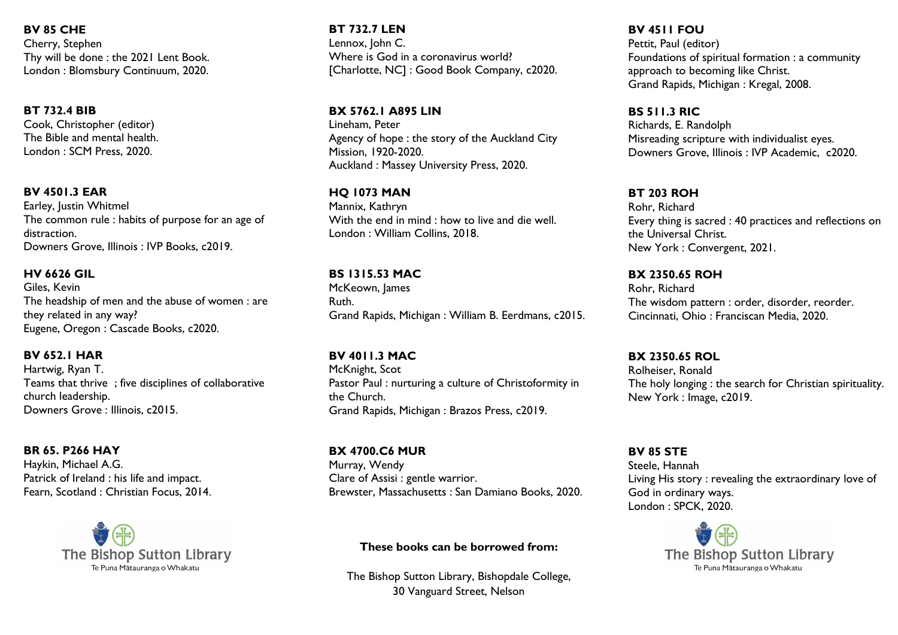**BV 85 CHE**
Cherry, Stephen
Thy will be done : the 2021 Lent Book.
London : Blomsbury Continuum, 2020.

**BT 732.4 BIB**
Cook, Christopher (editor)
The Bible and mental health.
London : SCM Press, 2020.

**BV 4501.3 EAR**
Earley, Justin Whitmel
The common rule : habits of purpose for an age of distraction.
Downers Grove, Illinois : IVP Books, c2019.

**HV 6626 GIL**
Giles, Kevin
The headship of men and the abuse of women : are they related in any way?
Eugene, Oregon : Cascade Books, c2020.

**BV 652.1 HAR**
Hartwig, Ryan T.
Teams that thrive ; five disciplines of collaborative church leadership.
Downers Grove : Illinois, c2015.

**BR 65. P266 HAY**
Haykin, Michael A.G.
Patrick of Ireland : his life and impact.
Fearn, Scotland : Christian Focus, 2014.

The Bishop Sutton Library
Te Puna Mātauranga o Whakatu

**BT 732.7 LEN**
Lennox, John C.
Where is God in a coronavirus world?
[Charlotte, NC] : Good Book Company, c2020.

**BX 5762.1 A895 LIN**
Lineham, Peter
Agency of hope : the story of the Auckland City Mission, 1920-2020.
Auckland : Massey University Press, 2020.

**HQ 1073 MAN**
Mannix, Kathryn
With the end in mind : how to live and die well.
London : William Collins, 2018.

**BS 1315.53 MAC**
McKeown, James
Ruth.
Grand Rapids, Michigan : William B. Eerdmans, c2015.

**BV 4011.3 MAC**
McKnight, Scot
Pastor Paul : nurturing a culture of Christoformity in the Church.
Grand Rapids, Michigan : Brazos Press, c2019.

**BX 4700.C6 MUR**
Murray, Wendy
Clare of Assisi : gentle warrior.
Brewster, Massachusetts : San Damiano Books, 2020.

**These books can be borrowed from:**

The Bishop Sutton Library, Bishopdale College,
30 Vanguard Street, Nelson

**BV 4511 FOU**
Pettit, Paul (editor)
Foundations of spiritual formation : a community approach to becoming like Christ.
Grand Rapids, Michigan : Kregal, 2008.

**BS 511.3 RIC**
Richards, E. Randolph
Misreading scripture with individualist eyes.
Downers Grove, Illinois : IVP Academic, c2020.

**BT 203 ROH**
Rohr, Richard
Every thing is sacred : 40 practices and reflections on the Universal Christ.
New York : Convergent, 2021.

**BX 2350.65 ROH**
Rohr, Richard
The wisdom pattern : order, disorder, reorder.
Cincinnati, Ohio : Franciscan Media, 2020.

**BX 2350.65 ROL**
Rolheiser, Ronald
The holy longing : the search for Christian spirituality.
New York : Image, c2019.

**BV 85 STE**
Steele, Hannah
Living His story : revealing the extraordinary love of God in ordinary ways.
London : SPCK, 2020.

The Bishop Sutton Library
Te Puna Mātauranga o Whakatu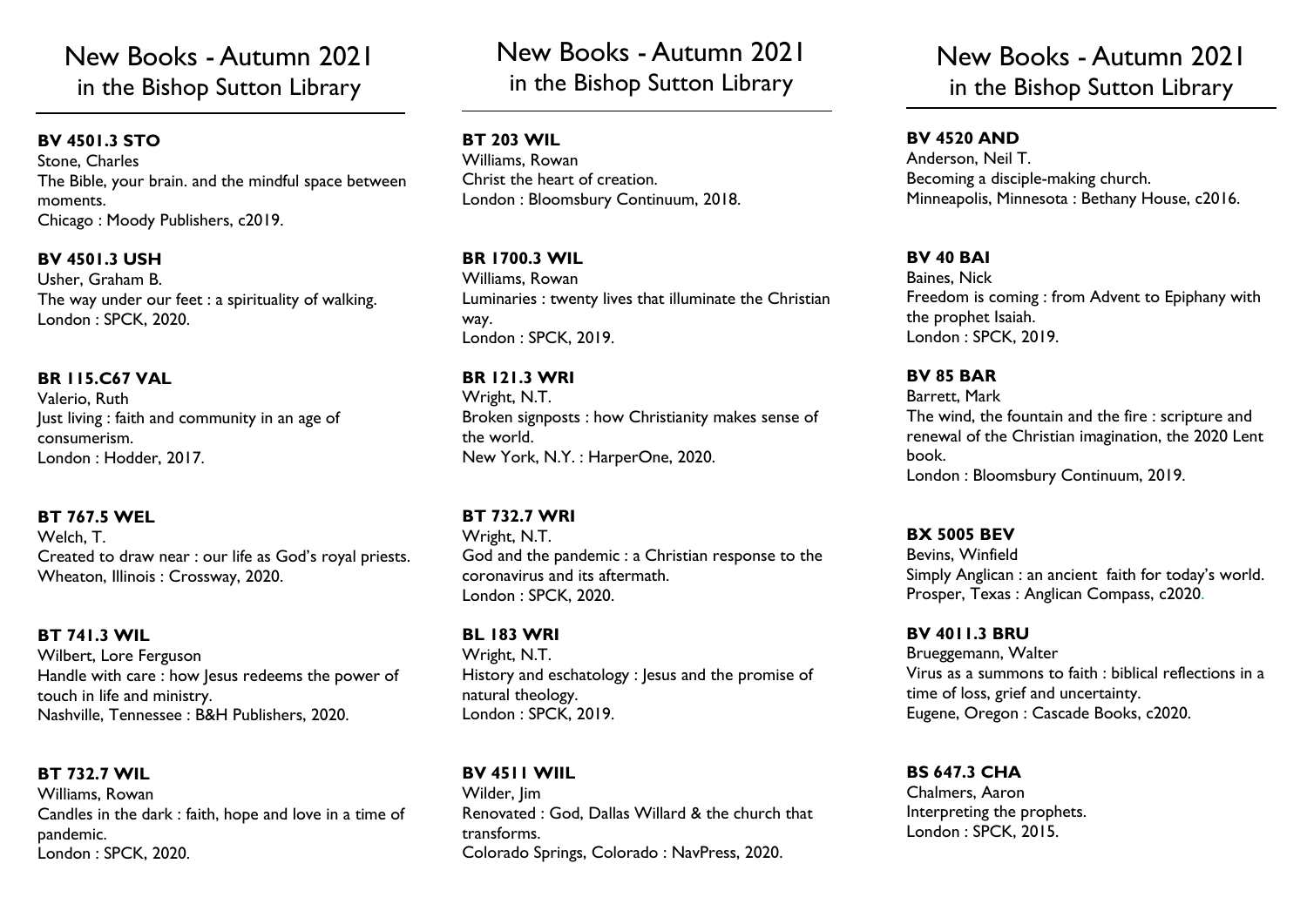# New Books - Autumn 2021
## in the Bishop Sutton Library

**BV 4501.3 STO**
Stone, Charles
The Bible, your brain. and the mindful space between moments.
Chicago : Moody Publishers, c2019.

**BV 4501.3 USH**
Usher, Graham B.
The way under our feet : a spirituality of walking.
London : SPCK, 2020.

**BR 115.C67 VAL**
Valerio, Ruth
Just living : faith and community in an age of consumerism.
London : Hodder, 2017.

**BT 767.5 WEL**
Welch, T.
Created to draw near : our life as God's royal priests.
Wheaton, Illinois : Crossway, 2020.

**BT 741.3 WIL**
Wilbert, Lore Ferguson
Handle with care : how Jesus redeems the power of touch in life and ministry.
Nashville, Tennessee : B&H Publishers, 2020.

**BT 732.7 WIL**
Williams, Rowan
Candles in the dark : faith, hope and love in a time of pandemic.
London : SPCK, 2020.

# New Books - Autumn 2021
## in the Bishop Sutton Library

**BT 203 WIL**
Williams, Rowan
Christ the heart of creation.
London : Bloomsbury Continuum, 2018.

**BR 1700.3 WIL**
Williams, Rowan
Luminaries : twenty lives that illuminate the Christian way.
London : SPCK, 2019.

**BR 121.3 WRI**
Wright, N.T.
Broken signposts : how Christianity makes sense of the world.
New York, N.Y. : HarperOne, 2020.

**BT 732.7 WRI**
Wright, N.T.
God and the pandemic : a Christian response to the coronavirus and its aftermath.
London : SPCK, 2020.

**BL 183 WRI**
Wright, N.T.
History and eschatology : Jesus and the promise of natural theology.
London : SPCK, 2019.

**BV 4511 WIIL**
Wilder, Jim
Renovated : God, Dallas Willard & the church that transforms.
Colorado Springs, Colorado : NavPress, 2020.

# New Books - Autumn 2021
## in the Bishop Sutton Library

**BV 4520 AND**
Anderson, Neil T.
Becoming a disciple-making church.
Minneapolis, Minnesota : Bethany House, c2016.

**BV 40 BAI**
Baines, Nick
Freedom is coming : from Advent to Epiphany with the prophet Isaiah.
London : SPCK, 2019.

**BV 85 BAR**
Barrett, Mark
The wind, the fountain and the fire : scripture and renewal of the Christian imagination, the 2020 Lent book.
London : Bloomsbury Continuum, 2019.

**BX 5005 BEV**
Bevins, Winfield
Simply Anglican : an ancient faith for today's world.
Prosper, Texas : Anglican Compass, c2020.

**BV 4011.3 BRU**
Brueggemann, Walter
Virus as a summons to faith : biblical reflections in a time of loss, grief and uncertainty.
Eugene, Oregon : Cascade Books, c2020.

**BS 647.3 CHA**
Chalmers, Aaron
Interpreting the prophets.
London : SPCK, 2015.